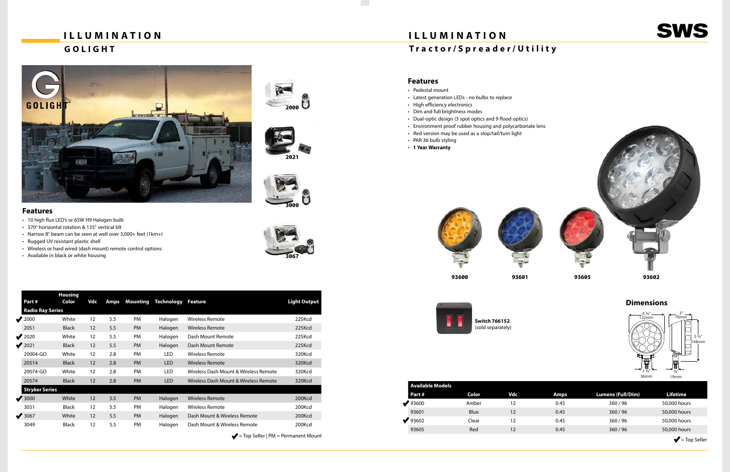# ILLUMINATION

## GOLIGHT

### Features

- 10 high flux LED's or 65W H9 Halogen bulb
- 370° horizontal rotation & 135° vertical tilt
- Narrow 8° beam can be seen at well over 3,000+ feet (1km+)
- Rugged UV resistant plastic shell
- Wireless or hard wired (dash mount) remote control options
- Available in black or white housing

2000

2021

3000

3067

| Part # | Housing Color | Vdc | Amps | Mounting | Technology | Feature | Light Output |
|---|---|---|---|---|---|---|---|
| **Radio Ray Series** | | | | | | | |
| ✔ 2000 | White | 12 | 5.5 | PM | Halogen | Wireless Remote | 225Kcd |
| 2051 | Black | 12 | 5.5 | PM | Halogen | Wireless Remote | 225Kcd |
| ✔ 2020 | White | 12 | 5.5 | PM | Halogen | Dash Mount Remote | 225Kcd |
| ✔ 2021 | Black | 12 | 5.5 | PM | Halogen | Dash Mount Remote | 225Kcd |
| 20004-GO | White | 12 | 2.8 | PM | LED | Wireless Remote | 320Kcd |
| 20514 | Black | 12 | 2.8 | PM | LED | Wireless Remote | 320Kcd |
| 20074-GO | White | 12 | 2.8 | PM | LED | Wireless Dash Mount & Wireless Remote | 320Kcd |
| 20574 | Black | 12 | 2.8 | PM | LED | Wireless Dash Mount & Wireless Remote | 320Kcd |
| **Stryker Series** | | | | | | | |
| ✔ 3000 | White | 12 | 5.5 | PM | Halogen | Wireless Remote | 200Kcd |
| 3051 | Black | 12 | 5.5 | PM | Halogen | Wireless Remote | 200Kcd |
| ✔ 3067 | White | 12 | 5.5 | PM | Halogen | Dash Mount & Wireless Remote | 200Kcd |
| 3049 | Black | 12 | 5.5 | PM | Halogen | Dash Mount & Wireless Remote | 200Kcd |

✔ = Top Seller | PM = Permanent Mount

# ILLUMINATION

## Tractor/Spreader/Utility

### Features

- Pedestal mount
- Latest generation LEDs - no bulbs to replace
- High efficiency electronics
- Dim and full brightness modes
- Dual-optic design (3 spot optics and 9 flood optics)
- Environment proof rubber housing and polycarbonate lens
- Red version may be used as a stop/tail/turn light
- PAR 36 bulb styling
- **1 Year Warranty**

93600 | 93601 | 93605 | 93602

**Switch 766152**
(sold separately)

### Dimensions

4 ¾" 122mm; 3" 76mm; 5 ⅞" 148mm; 1 ⅜" 36mm; ¾" 19mm

| Part # | Color | Vdc | Amps | Lumens (Full/Dim) | Lifetime |
|---|---|---|---|---|---|
| **Available Models** | | | | | |
| ✔ 93600 | Amber | 12 | 0.45 | 360 / 96 | 50,000 hours |
| 93601 | Blue | 12 | 0.45 | 360 / 96 | 50,000 hours |
| ✔ 93602 | Clear | 12 | 0.45 | 360 / 96 | 50,000 hours |
| 93605 | Red | 12 | 0.45 | 360 / 96 | 50,000 hours |

✔ = Top Seller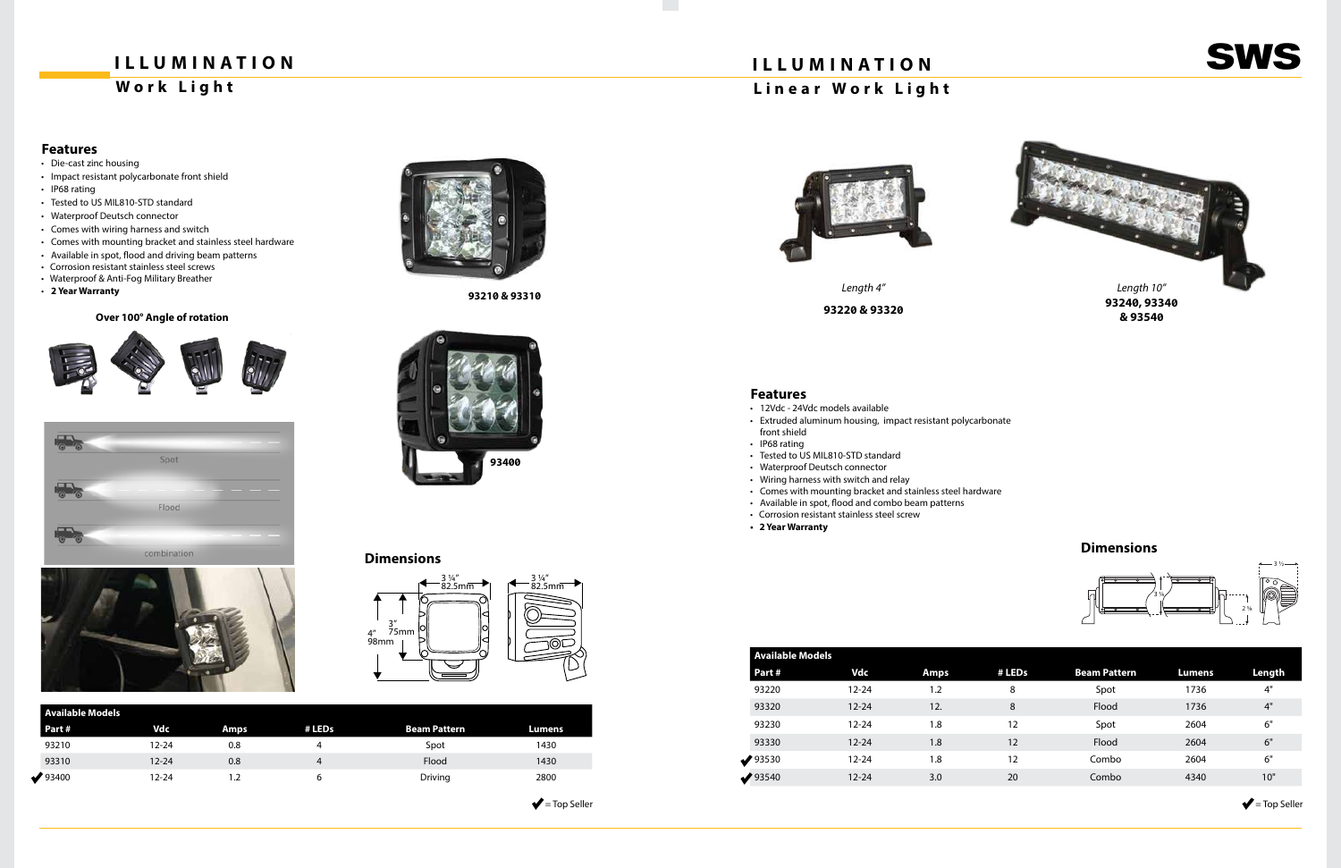# ILLUMINATION

## Work Light

### Features

- Die-cast zinc housing
- Impact resistant polycarbonate front shield
- IP68 rating
- Tested to US MIL810-STD standard
- Waterproof Deutsch connector
- Comes with wiring harness and switch
- Comes with mounting bracket and stainless steel hardware
- Available in spot, flood and driving beam patterns
- Corrosion resistant stainless steel screws
- Waterproof & Anti-Fog Military Breather
- **2 Year Warranty**

**Over 100° Angle of rotation**

Spot

Flood

combination

**93210 & 93310**

**93400**

### Dimensions

3 ¼" 82.5mm

3 ¼" 82.5mm

4" 98mm

3" 75mm

| Available Models | | | | | |
|---|---|---|---|---|---|
| **Part #** | **Vdc** | **Amps** | **# LEDs** | **Beam Pattern** | **Lumens** |
| 93210 | 12-24 | 0.8 | 4 | Spot | 1430 |
| 93310 | 12-24 | 0.8 | 4 | Flood | 1430 |
| ✔ 93400 | 12-24 | 1.2 | 6 | Driving | 2800 |

✔ = Top Seller

# ILLUMINATION

## Linear Work Light

*Length 4"*

**93220 & 93320**

*Length 10"*

**93240, 93340 & 93540**

### Features

- 12Vdc - 24Vdc models available
- Extruded aluminum housing, impact resistant polycarbonate front shield
- IP68 rating
- Tested to US MIL810-STD standard
- Waterproof Deutsch connector
- Wiring harness with switch and relay
- Comes with mounting bracket and stainless steel hardware
- Available in spot, flood and combo beam patterns
- Corrosion resistant stainless steel screw
- **2 Year Warranty**

### Dimensions

| Available Models | | | | | | |
|---|---|---|---|---|---|---|
| **Part #** | **Vdc** | **Amps** | **# LEDs** | **Beam Pattern** | **Lumens** | **Length** |
| 93220 | 12-24 | 1.2 | 8 | Spot | 1736 | 4" |
| 93320 | 12-24 | 12. | 8 | Flood | 1736 | 4" |
| 93230 | 12-24 | 1.8 | 12 | Spot | 2604 | 6" |
| 93330 | 12-24 | 1.8 | 12 | Flood | 2604 | 6" |
| ✔ 93530 | 12-24 | 1.8 | 12 | Combo | 2604 | 6" |
| ✔ 93540 | 12-24 | 3.0 | 20 | Combo | 4340 | 10" |

✔ = Top Seller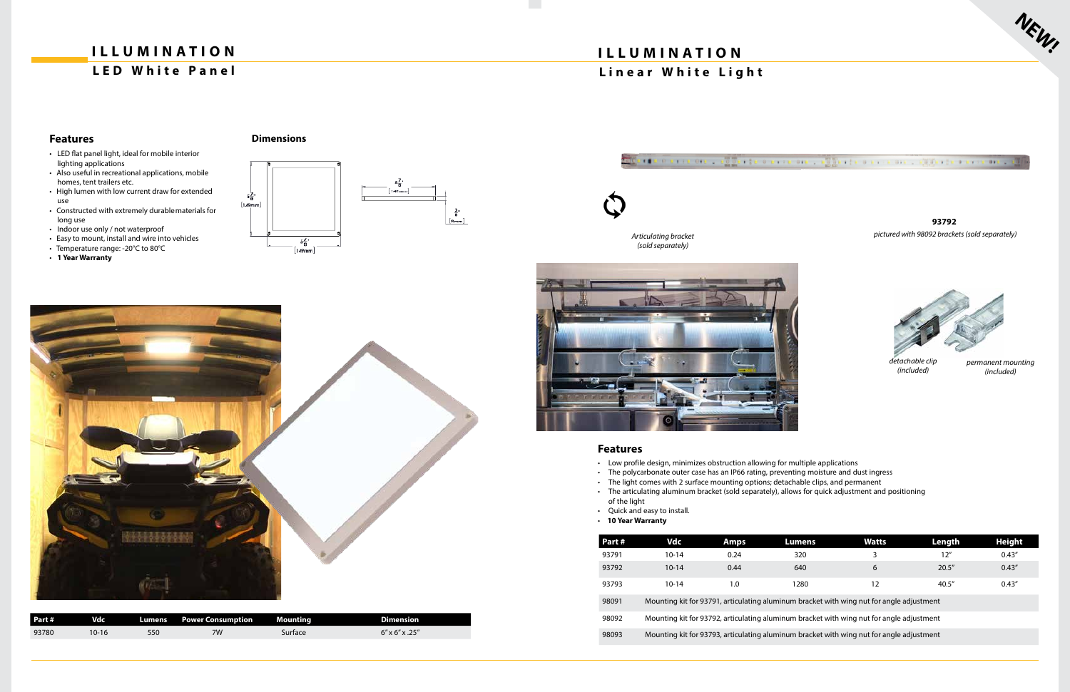# ILLUMINATION

## LED White Panel

### Features

- LED flat panel light, ideal for mobile interior lighting applications
- Also useful in recreational applications, mobile homes, tent trailers etc.
- High lumen with low current draw for extended use
- Constructed with extremely durable materials for long use
- Indoor use only / not waterproof
- Easy to mount, install and wire into vehicles
- Temperature range: -20°C to 80°C
- **1 Year Warranty**

### Dimensions

5 7/8" [149mm]

5 7/8" [149mm]

5 7/8" [149mm]

3/8" [8mm]

| Part # | Vdc | Lumens | Power Consumption | Mounting | Dimension |
|---|---|---|---|---|---|
| 93780 | 10-16 | 550 | 7W | Surface | 6" x 6" x .25" |

# ILLUMINATION

## Linear White Light

NEW!

Articulating bracket
(sold separately)

**93792**
pictured with 98092 brackets (sold separately)

detachable clip
(included)

permanent mounting
(included)

### Features

- Low profile design, minimizes obstruction allowing for multiple applications
- The polycarbonate outer case has an IP66 rating, preventing moisture and dust ingress
- The light comes with 2 surface mounting options; detachable clips, and permanent
- The articulating aluminum bracket (sold separately), allows for quick adjustment and positioning of the light
- Quick and easy to install.
- **10 Year Warranty**

| Part # | Vdc | Amps | Lumens | Watts | Length | Height |
|---|---|---|---|---|---|---|
| 93791 | 10-14 | 0.24 | 320 | 3 | 12" | 0.43" |
| 93792 | 10-14 | 0.44 | 640 | 6 | 20.5" | 0.43" |
| 93793 | 10-14 | 1.0 | 1280 | 12 | 40.5" | 0.43" |
| 98091 | Mounting kit for 93791, articulating aluminum bracket with wing nut for angle adjustment | | | | | |
| 98092 | Mounting kit for 93792, articulating aluminum bracket with wing nut for angle adjustment | | | | | |
| 98093 | Mounting kit for 93793, articulating aluminum bracket with wing nut for angle adjustment | | | | | |